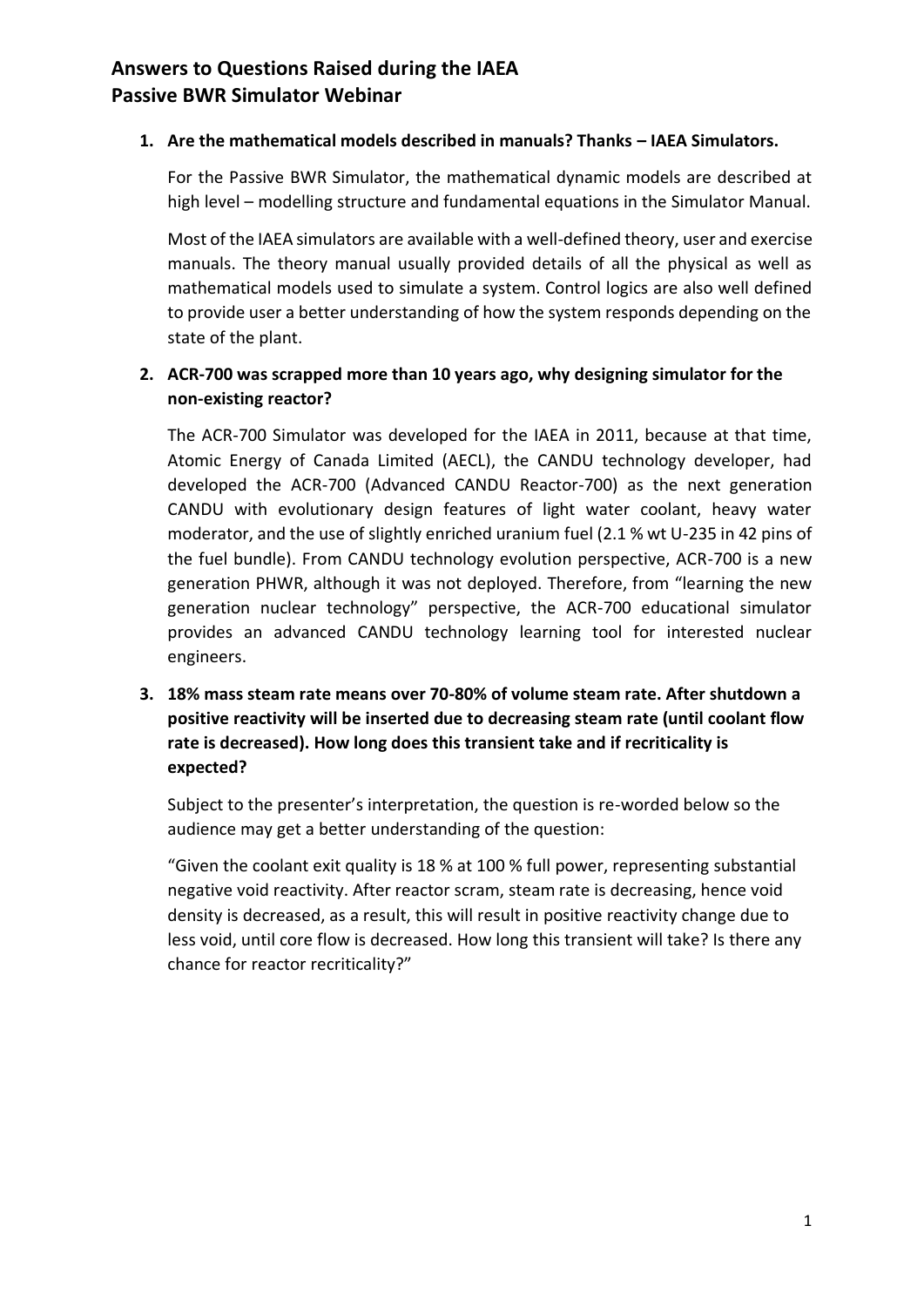# Answers to Questions Raised during the IAEA Passive BWR Simulator Webinar

**1. Are the mathematical models described in manuals? Thanks – IAEA Simulators.**

For the Passive BWR Simulator, the mathematical dynamic models are described at high level – modelling structure and fundamental equations in the Simulator Manual.

Most of the IAEA simulators are available with a well-defined theory, user and exercise manuals. The theory manual usually provided details of all the physical as well as mathematical models used to simulate a system. Control logics are also well defined to provide user a better understanding of how the system responds depending on the state of the plant.

**2. ACR-700 was scrapped more than 10 years ago, why designing simulator for the non-existing reactor?**

The ACR-700 Simulator was developed for the IAEA in 2011, because at that time, Atomic Energy of Canada Limited (AECL), the CANDU technology developer, had developed the ACR-700 (Advanced CANDU Reactor-700) as the next generation CANDU with evolutionary design features of light water coolant, heavy water moderator, and the use of slightly enriched uranium fuel (2.1 % wt U-235 in 42 pins of the fuel bundle). From CANDU technology evolution perspective, ACR-700 is a new generation PHWR, although it was not deployed. Therefore, from "learning the new generation nuclear technology" perspective, the ACR-700 educational simulator provides an advanced CANDU technology learning tool for interested nuclear engineers.

**3. 18% mass steam rate means over 70-80% of volume steam rate. After shutdown a positive reactivity will be inserted due to decreasing steam rate (until coolant flow rate is decreased). How long does this transient take and if recriticality is expected?**

Subject to the presenter's interpretation, the question is re-worded below so the audience may get a better understanding of the question:

"Given the coolant exit quality is 18 % at 100 % full power, representing substantial negative void reactivity. After reactor scram, steam rate is decreasing, hence void density is decreased, as a result, this will result in positive reactivity change due to less void, until core flow is decreased. How long this transient will take? Is there any chance for reactor recriticality?"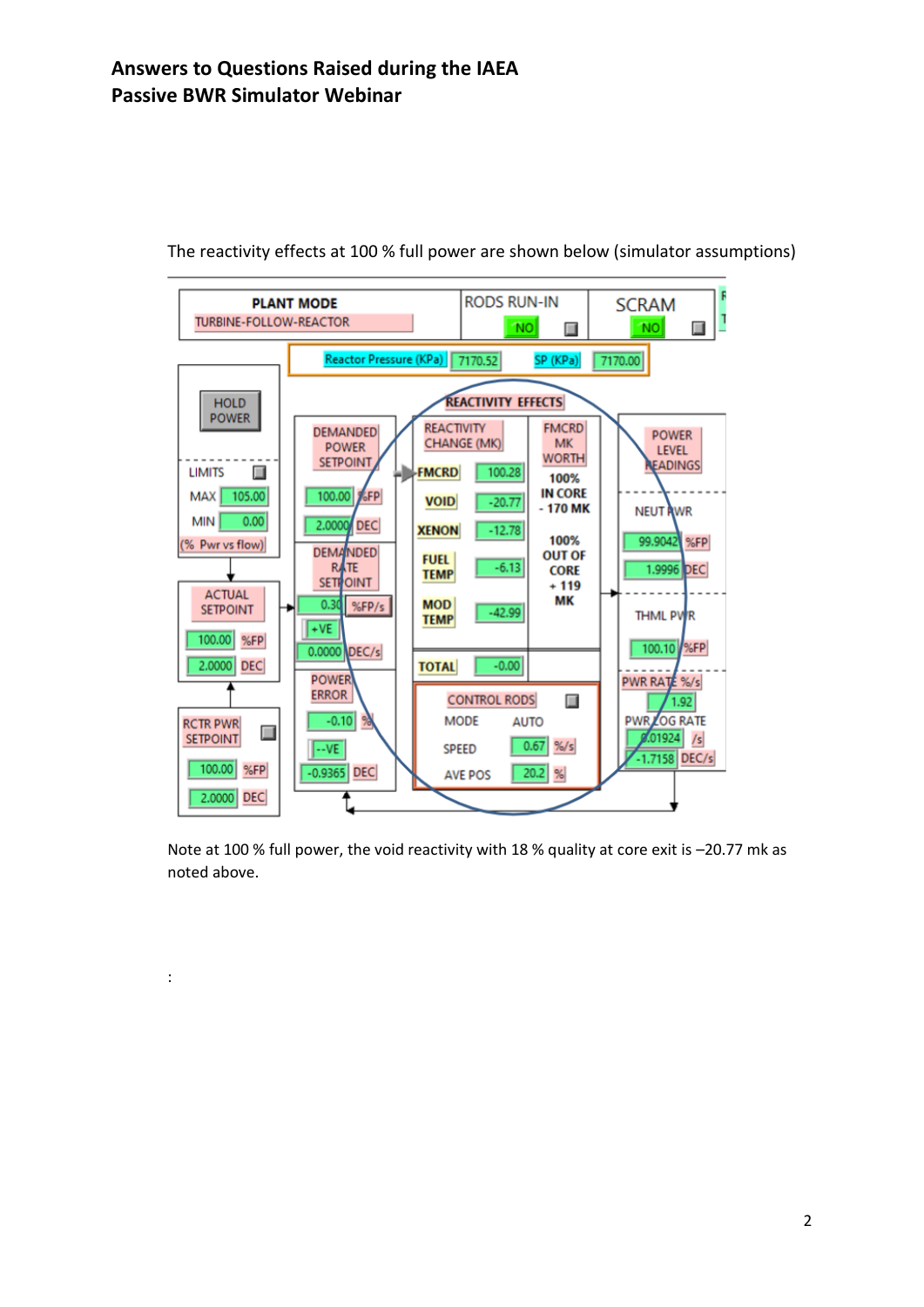The reactivity effects at 100 % full power are shown below (simulator assumptions)

Note at 100 % full power, the void reactivity with 18 % quality at core exit is –20.77 mk as noted above.

: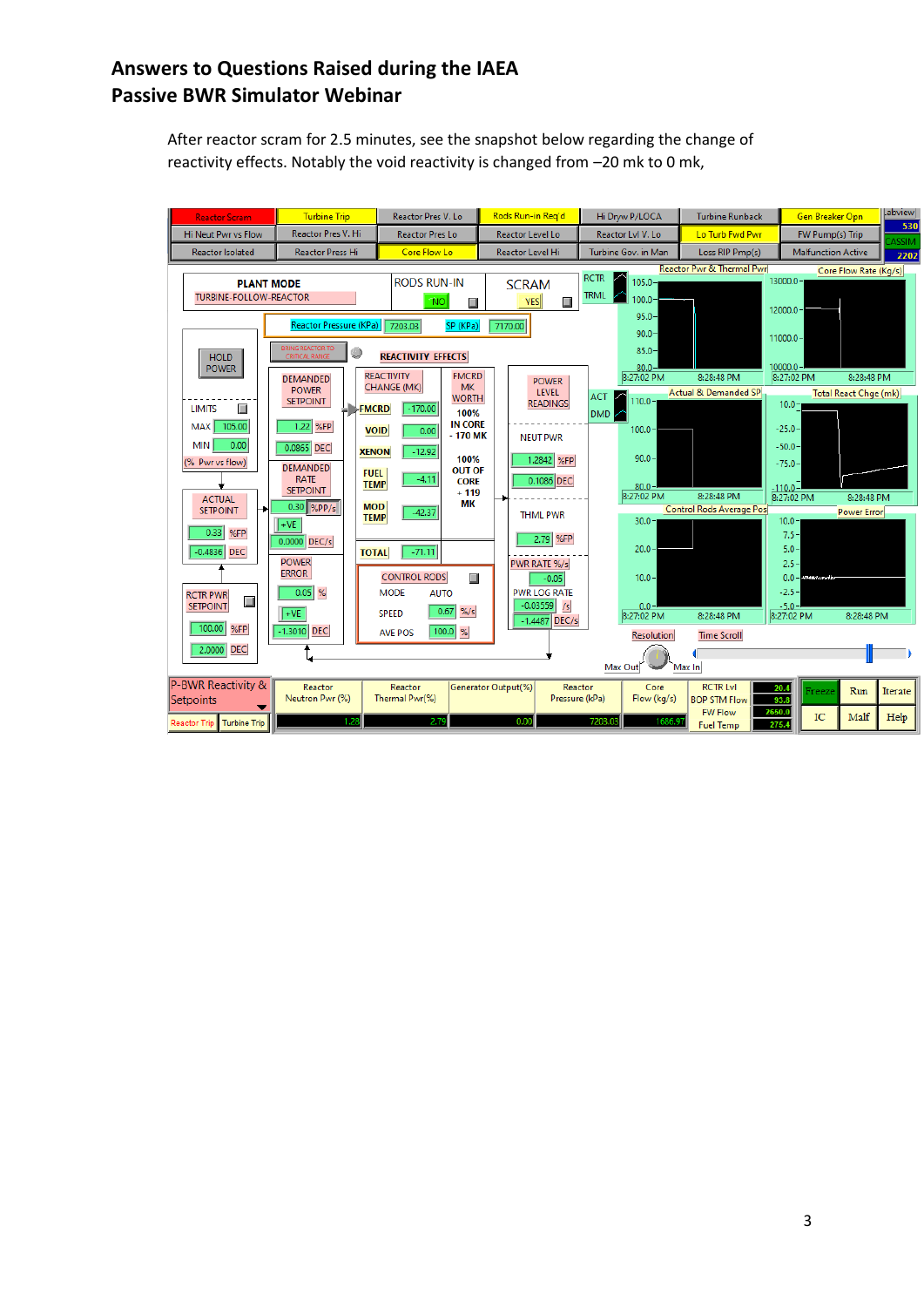## Answers to Questions Raised during the IAEA Passive BWR Simulator Webinar

After reactor scram for 2.5 minutes, see the snapshot below regarding the change of reactivity effects. Notably the void reactivity is changed from –20 mk to 0 mk,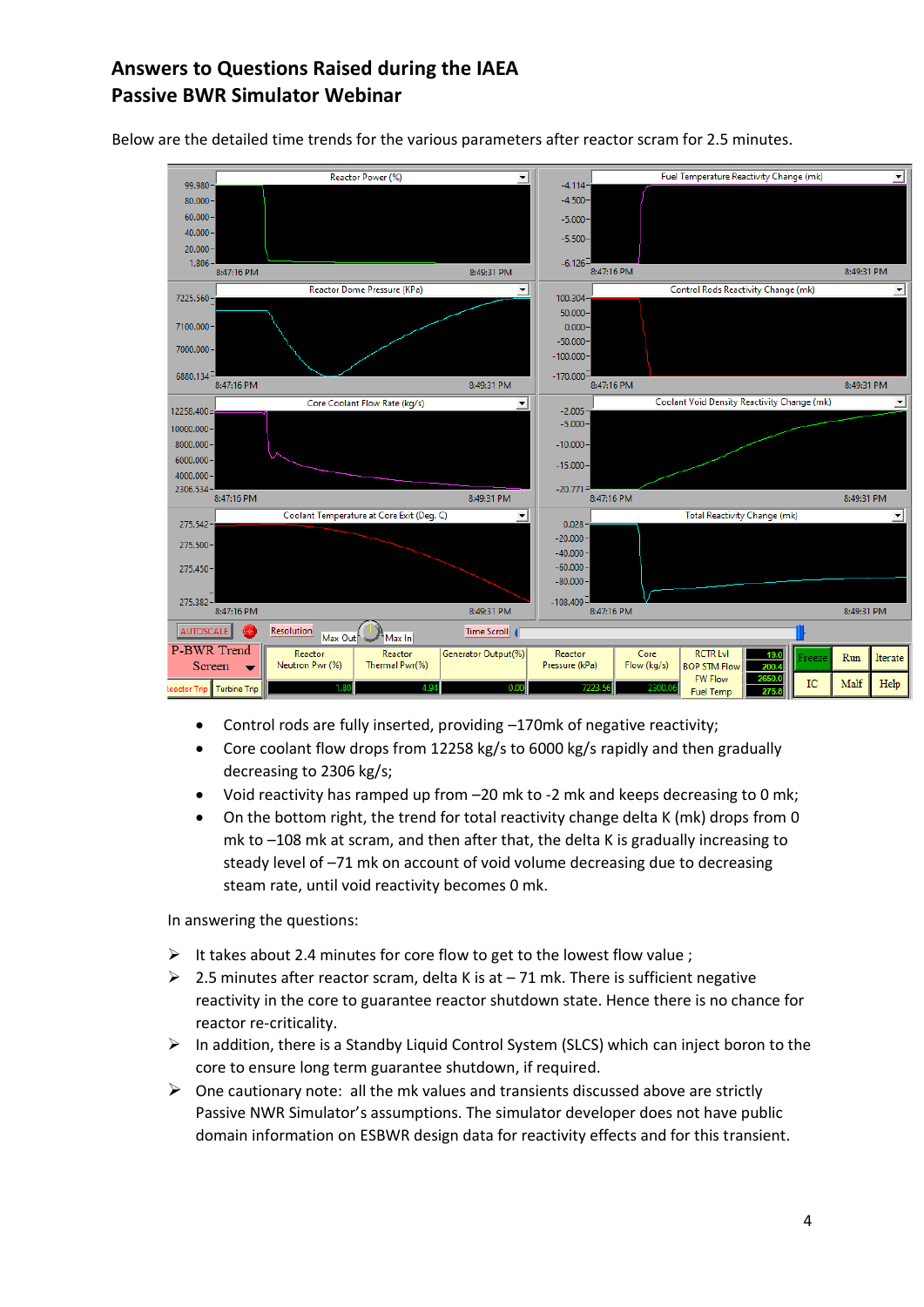## Answers to Questions Raised during the IAEA Passive BWR Simulator Webinar

Below are the detailed time trends for the various parameters after reactor scram for 2.5 minutes.

- Control rods are fully inserted, providing –170mk of negative reactivity;
- Core coolant flow drops from 12258 kg/s to 6000 kg/s rapidly and then gradually decreasing to 2306 kg/s;
- Void reactivity has ramped up from –20 mk to -2 mk and keeps decreasing to 0 mk;
- On the bottom right, the trend for total reactivity change delta K (mk) drops from 0 mk to –108 mk at scram, and then after that, the delta K is gradually increasing to steady level of –71 mk on account of void volume decreasing due to decreasing steam rate, until void reactivity becomes 0 mk.

In answering the questions:

- It takes about 2.4 minutes for core flow to get to the lowest flow value ;
- 2.5 minutes after reactor scram, delta K is at – 71 mk. There is sufficient negative reactivity in the core to guarantee reactor shutdown state. Hence there is no chance for reactor re-criticality.
- In addition, there is a Standby Liquid Control System (SLCS) which can inject boron to the core to ensure long term guarantee shutdown, if required.
- One cautionary note: all the mk values and transients discussed above are strictly Passive NWR Simulator's assumptions. The simulator developer does not have public domain information on ESBWR design data for reactivity effects and for this transient.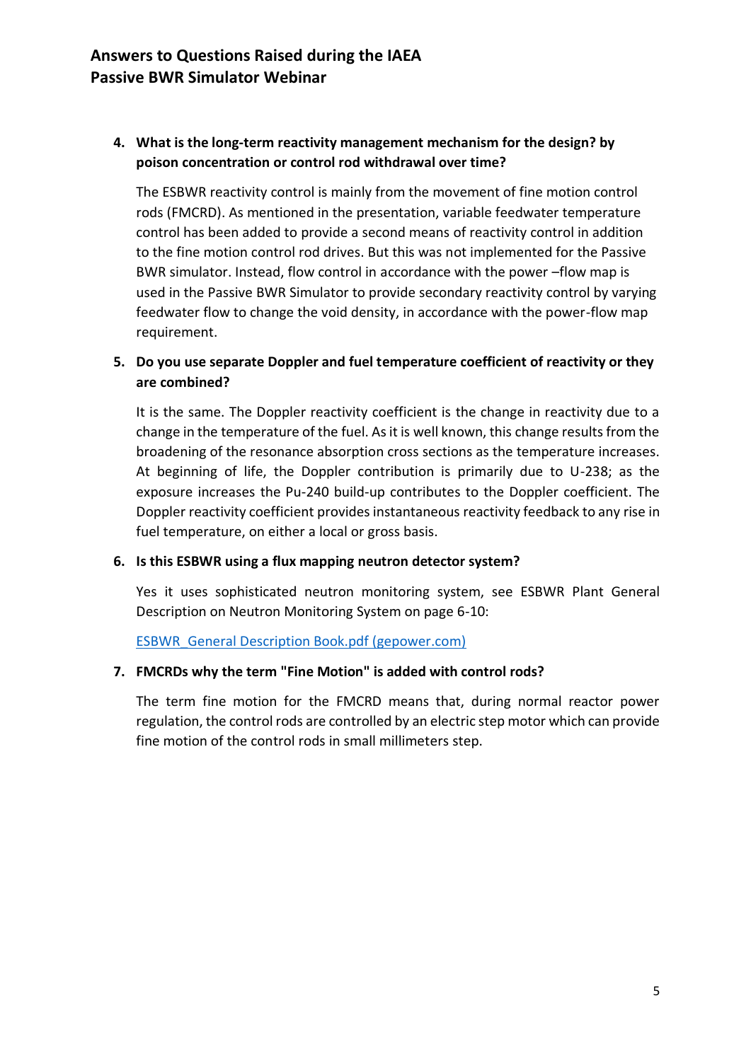4. **What is the long-term reactivity management mechanism for the design? by poison concentration or control rod withdrawal over time?**

   The ESBWR reactivity control is mainly from the movement of fine motion control rods (FMCRD). As mentioned in the presentation, variable feedwater temperature control has been added to provide a second means of reactivity control in addition to the fine motion control rod drives. But this was not implemented for the Passive BWR simulator. Instead, flow control in accordance with the power –flow map is used in the Passive BWR Simulator to provide secondary reactivity control by varying feedwater flow to change the void density, in accordance with the power-flow map requirement.

5. **Do you use separate Doppler and fuel temperature coefficient of reactivity or they are combined?**

   It is the same. The Doppler reactivity coefficient is the change in reactivity due to a change in the temperature of the fuel. As it is well known, this change results from the broadening of the resonance absorption cross sections as the temperature increases. At beginning of life, the Doppler contribution is primarily due to U-238; as the exposure increases the Pu-240 build-up contributes to the Doppler coefficient. The Doppler reactivity coefficient provides instantaneous reactivity feedback to any rise in fuel temperature, on either a local or gross basis.

6. **Is this ESBWR using a flux mapping neutron detector system?**

   Yes it uses sophisticated neutron monitoring system, see ESBWR Plant General Description on Neutron Monitoring System on page 6-10:

   [ESBWR_General Description Book.pdf (gepower.com)](ESBWR_General Description Book.pdf (gepower.com))

7. **FMCRDs why the term "Fine Motion" is added with control rods?**

   The term fine motion for the FMCRD means that, during normal reactor power regulation, the control rods are controlled by an electric step motor which can provide fine motion of the control rods in small millimeters step.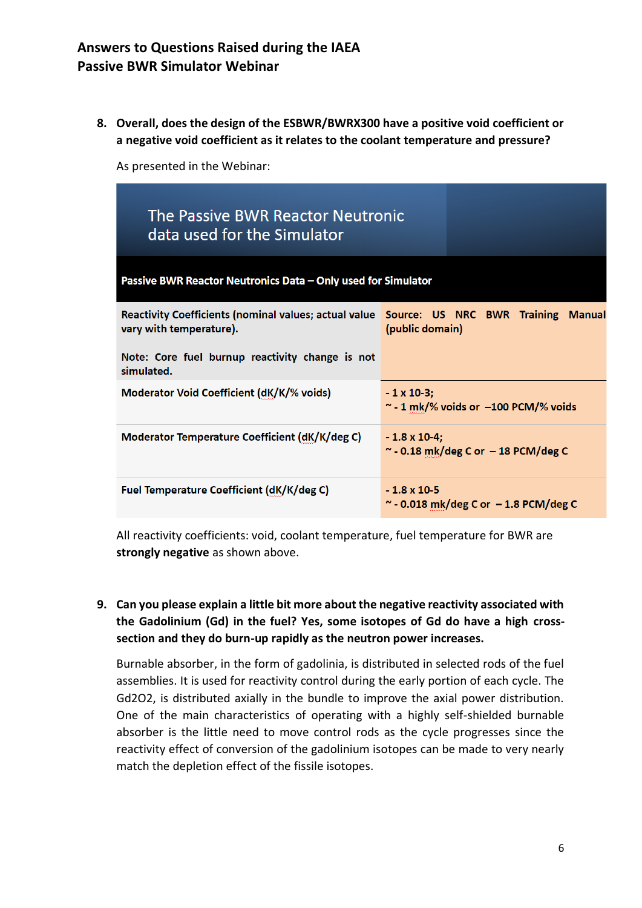# Answers to Questions Raised during the IAEA Passive BWR Simulator Webinar

8. **Overall, does the design of the ESBWR/BWRX300 have a positive void coefficient or a negative void coefficient as it relates to the coolant temperature and pressure?**

   As presented in the Webinar:

   **The Passive BWR Reactor Neutronic data used for the Simulator**

   | **Passive BWR Reactor Neutronics Data – Only used for Simulator** | |
   |---|---|
   | **Reactivity Coefficients (nominal values; actual value vary with temperature).**<br><br>**Note: Core fuel burnup reactivity change is not simulated.** | **Source: US NRC BWR Training Manual (public domain)** |
   | **Moderator Void Coefficient (dK/K/% voids)** | **- 1 x 10-3;**<br>**~ - 1 mk/% voids or –100 PCM/% voids** |
   | **Moderator Temperature Coefficient (dK/K/deg C)** | **- 1.8 x 10-4;**<br>**~ - 0.18 mk/deg C or – 18 PCM/deg C** |
   | **Fuel Temperature Coefficient (dK/K/deg C)** | **- 1.8 x 10-5**<br>**~ - 0.018 mk/deg C or – 1.8 PCM/deg C** |

   All reactivity coefficients: void, coolant temperature, fuel temperature for BWR are **strongly negative** as shown above.

9. **Can you please explain a little bit more about the negative reactivity associated with the Gadolinium (Gd) in the fuel? Yes, some isotopes of Gd do have a high cross-section and they do burn-up rapidly as the neutron power increases.**

   Burnable absorber, in the form of gadolinia, is distributed in selected rods of the fuel assemblies. It is used for reactivity control during the early portion of each cycle. The $Gd_2O_2$, is distributed axially in the bundle to improve the axial power distribution. One of the main characteristics of operating with a highly self-shielded burnable absorber is the little need to move control rods as the cycle progresses since the reactivity effect of conversion of the gadolinium isotopes can be made to very nearly match the depletion effect of the fissile isotopes.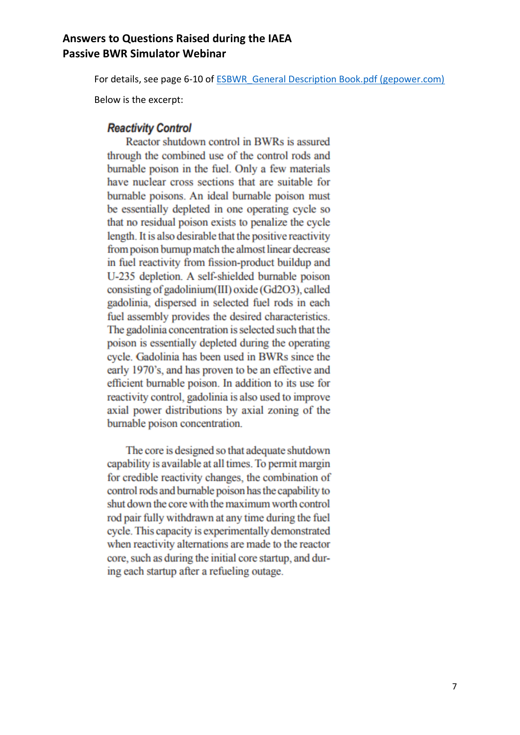For details, see page 6-10 of [ESBWR_General Description Book.pdf (gepower.com)]

Below is the excerpt:

### *Reactivity Control*

Reactor shutdown control in BWRs is assured through the combined use of the control rods and burnable poison in the fuel. Only a few materials have nuclear cross sections that are suitable for burnable poisons. An ideal burnable poison must be essentially depleted in one operating cycle so that no residual poison exists to penalize the cycle length. It is also desirable that the positive reactivity from poison burnup match the almost linear decrease in fuel reactivity from fission-product buildup and U-235 depletion. A self-shielded burnable poison consisting of gadolinium(III) oxide ($Gd2O3$), called gadolinia, dispersed in selected fuel rods in each fuel assembly provides the desired characteristics. The gadolinia concentration is selected such that the poison is essentially depleted during the operating cycle. Gadolinia has been used in BWRs since the early 1970's, and has proven to be an effective and efficient burnable poison. In addition to its use for reactivity control, gadolinia is also used to improve axial power distributions by axial zoning of the burnable poison concentration.

The core is designed so that adequate shutdown capability is available at all times. To permit margin for credible reactivity changes, the combination of control rods and burnable poison has the capability to shut down the core with the maximum worth control rod pair fully withdrawn at any time during the fuel cycle. This capacity is experimentally demonstrated when reactivity alternations are made to the reactor core, such as during the initial core startup, and during each startup after a refueling outage.